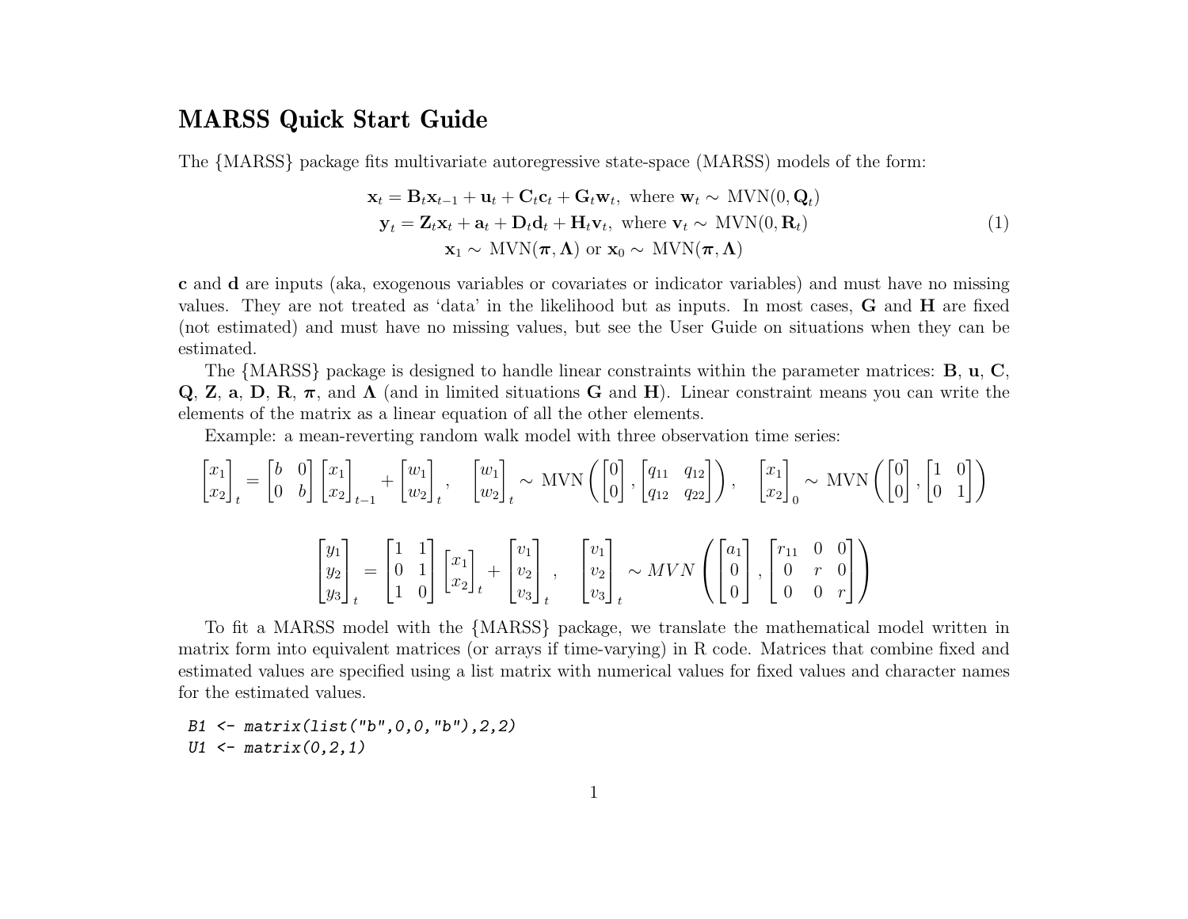# MARSS Quick Start Guide

The {MARSS} package fits multivariate autoregressive state-space (MARSS) models of the form:

$$
\begin{aligned}
\mathbf{x}_t &= \mathbf{B}_t\mathbf{x}_{t-1} + \mathbf{u}_t + \mathbf{C}_t\mathbf{c}_t + \mathbf{G}_t\mathbf{w}_t, \text{ where } \mathbf{w}_t \sim \text{MVN}(0, \mathbf{Q}_t) \\
\mathbf{y}_t &= \mathbf{Z}_t\mathbf{x}_t + \mathbf{a}_t + \mathbf{D}_t\mathbf{d}_t + \mathbf{H}_t\mathbf{v}_t, \text{ where } \mathbf{v}_t \sim \text{MVN}(0, \mathbf{R}_t) \\
\mathbf{x}_1 &\sim \text{MVN}(\boldsymbol{\pi}, \boldsymbol{\Lambda}) \text{ or } \mathbf{x}_0 \sim \text{MVN}(\boldsymbol{\pi}, \boldsymbol{\Lambda})
\end{aligned}
\tag{1}
$$

$\mathbf{c}$ and $\mathbf{d}$ are inputs (aka, exogenous variables or covariates or indicator variables) and must have no missing values. They are not treated as 'data' in the likelihood but as inputs. In most cases, $\mathbf{G}$ and $\mathbf{H}$ are fixed (not estimated) and must have no missing values, but see the User Guide on situations when they can be estimated.

The {MARSS} package is designed to handle linear constraints within the parameter matrices: $\mathbf{B}$, $\mathbf{u}$, $\mathbf{C}$, $\mathbf{Q}$, $\mathbf{Z}$, $\mathbf{a}$, $\mathbf{D}$, $\mathbf{R}$, $\boldsymbol{\pi}$, and $\boldsymbol{\Lambda}$ (and in limited situations $\mathbf{G}$ and $\mathbf{H}$). Linear constraint means you can write the elements of the matrix as a linear equation of all the other elements.

Example: a mean-reverting random walk model with three observation time series:

$$
\begin{bmatrix} x_1 \\ x_2 \end{bmatrix}_t = \begin{bmatrix} b & 0 \\ 0 & b \end{bmatrix} \begin{bmatrix} x_1 \\ x_2 \end{bmatrix}_{t-1} + \begin{bmatrix} w_1 \\ w_2 \end{bmatrix}_t, \quad \begin{bmatrix} w_1 \\ w_2 \end{bmatrix}_t \sim \text{MVN}\left( \begin{bmatrix} 0 \\ 0 \end{bmatrix}, \begin{bmatrix} q_{11} & q_{12} \\ q_{12} & q_{22} \end{bmatrix} \right), \quad \begin{bmatrix} x_1 \\ x_2 \end{bmatrix}_0 \sim \text{MVN}\left( \begin{bmatrix} 0 \\ 0 \end{bmatrix}, \begin{bmatrix} 1 & 0 \\ 0 & 1 \end{bmatrix} \right)
$$

$$
\begin{bmatrix} y_1 \\ y_2 \\ y_3 \end{bmatrix}_t = \begin{bmatrix} 1 & 1 \\ 0 & 1 \\ 1 & 0 \end{bmatrix} \begin{bmatrix} x_1 \\ x_2 \end{bmatrix}_t + \begin{bmatrix} v_1 \\ v_2 \\ v_3 \end{bmatrix}_t, \quad \begin{bmatrix} v_1 \\ v_2 \\ v_3 \end{bmatrix}_t \sim MVN\left( \begin{bmatrix} a_1 \\ 0 \\ 0 \end{bmatrix}, \begin{bmatrix} r_{11} & 0 & 0 \\ 0 & r & 0 \\ 0 & 0 & r \end{bmatrix} \right)
$$

To fit a MARSS model with the {MARSS} package, we translate the mathematical model written in matrix form into equivalent matrices (or arrays if time-varying) in R code. Matrices that combine fixed and estimated values are specified using a list matrix with numerical values for fixed values and character names for the estimated values.

```
B1 <- matrix(list("b",0,0,"b"),2,2)
U1 <- matrix(0,2,1)
```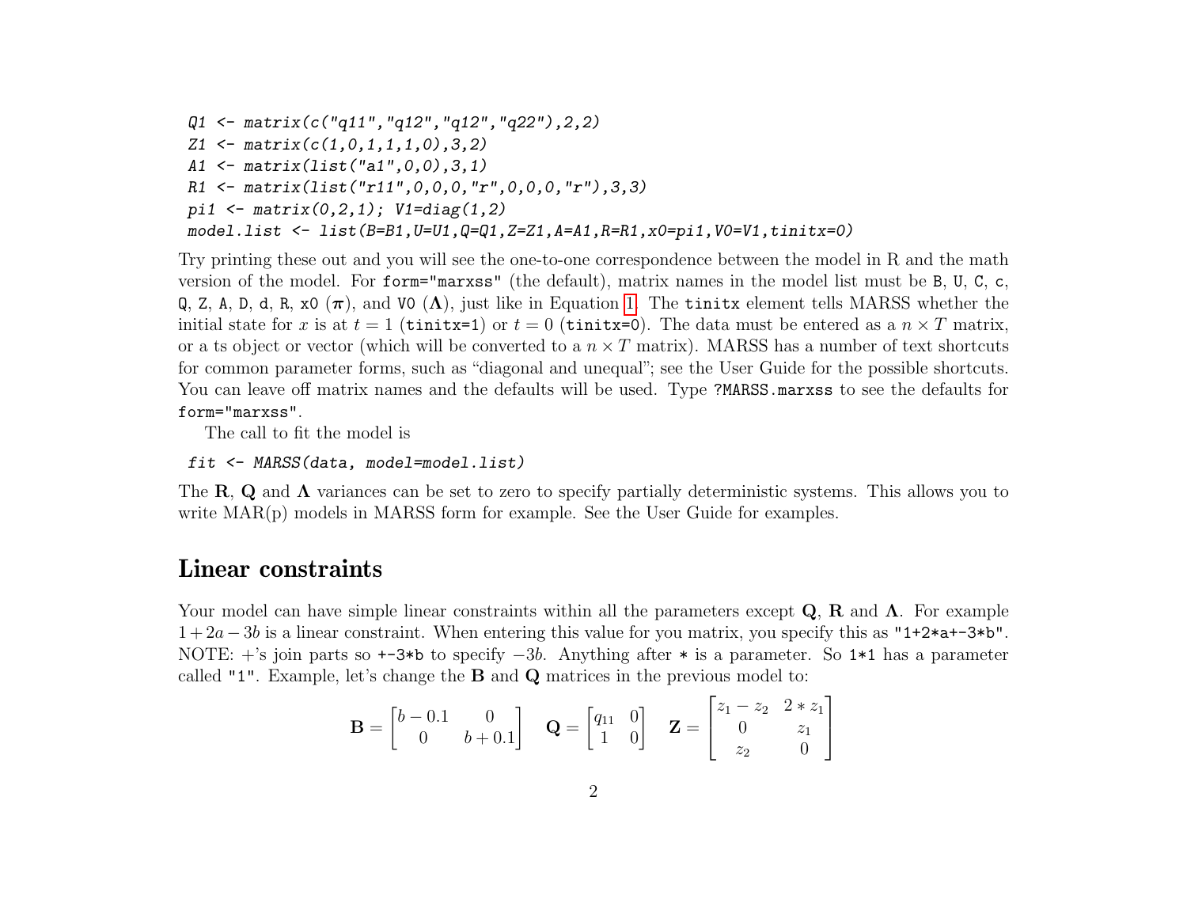```
Q1 <- matrix(c("q11","q12","q12","q22"),2,2)
Z1 <- matrix(c(1,0,1,1,1,0),3,2)
A1 <- matrix(list("a1",0,0),3,1)
R1 <- matrix(list("r11",0,0,0,"r",0,0,0,"r"),3,3)
pi1 <- matrix(0,2,1); V1=diag(1,2)
model.list <- list(B=B1,U=U1,Q=Q1,Z=Z1,A=A1,R=R1,x0=pi1,V0=V1,tinitx=0)
```

Try printing these out and you will see the one-to-one correspondence between the model in R and the math version of the model. For `form="marxss"` (the default), matrix names in the model list must be `B`, `U`, `C`, `c`, `Q`, `Z`, `A`, `D`, `d`, `R`, `x0` ($\boldsymbol{\pi}$), and `V0` ($\boldsymbol{\Lambda}$), just like in Equation 1. The `tinitx` element tells MARSS whether the initial state for $x$ is at $t = 1$ (`tinitx=1`) or $t = 0$ (`tinitx=0`). The data must be entered as a $n \times T$ matrix, or a ts object or vector (which will be converted to a $n \times T$ matrix). MARSS has a number of text shortcuts for common parameter forms, such as "diagonal and unequal"; see the User Guide for the possible shortcuts. You can leave off matrix names and the defaults will be used. Type `?MARSS.marxss` to see the defaults for `form="marxss"`.

The call to fit the model is

```
fit <- MARSS(data, model=model.list)
```

The $\mathbf{R}$, $\mathbf{Q}$ and $\boldsymbol{\Lambda}$ variances can be set to zero to specify partially deterministic systems. This allows you to write MAR(p) models in MARSS form for example. See the User Guide for examples.

## Linear constraints

Your model can have simple linear constraints within all the parameters except $\mathbf{Q}$, $\mathbf{R}$ and $\boldsymbol{\Lambda}$. For example $1 + 2a - 3b$ is a linear constraint. When entering this value for you matrix, you specify this as `"1+2*a+-3*b"`. NOTE: +'s join parts so `+-3*b` to specify $-3b$. Anything after `*` is a parameter. So `1*1` has a parameter called `"1"`. Example, let's change the $\mathbf{B}$ and $\mathbf{Q}$ matrices in the previous model to:

$$\mathbf{B} = \begin{bmatrix} b - 0.1 & 0 \\ 0 & b + 0.1 \end{bmatrix} \quad \mathbf{Q} = \begin{bmatrix} q_{11} & 0 \\ 1 & 0 \end{bmatrix} \quad \mathbf{Z} = \begin{bmatrix} z_1 - z_2 & 2 * z_1 \\ 0 & z_1 \\ z_2 & 0 \end{bmatrix}$$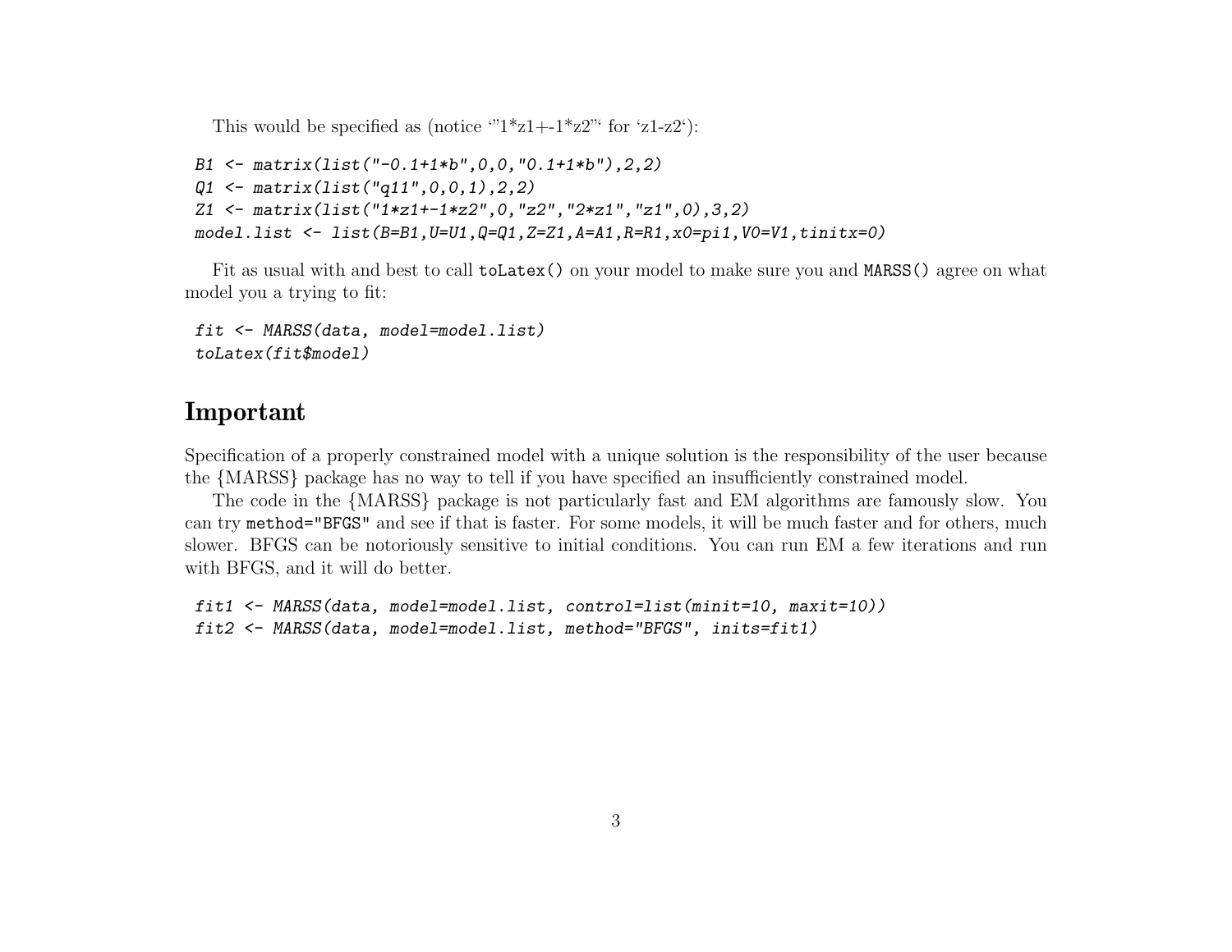This would be specified as (notice '"1*z1+-1*z2"' for 'z1-z2'):

```
B1 <- matrix(list("-0.1+1*b",0,0,"0.1+1*b"),2,2)
Q1 <- matrix(list("q11",0,0,1),2,2)
Z1 <- matrix(list("1*z1+-1*z2",0,"z2","2*z1","z1",0),3,2)
model.list <- list(B=B1,U=U1,Q=Q1,Z=Z1,A=A1,R=R1,x0=pi1,V0=V1,tinitx=0)
```

Fit as usual with and best to call `toLatex()` on your model to make sure you and `MARSS()` agree on what model you a trying to fit:

```
fit <- MARSS(data, model=model.list)
toLatex(fit$model)
```

## Important

Specification of a properly constrained model with a unique solution is the responsibility of the user because the {MARSS} package has no way to tell if you have specified an insufficiently constrained model.

The code in the {MARSS} package is not particularly fast and EM algorithms are famously slow. You can try `method="BFGS"` and see if that is faster. For some models, it will be much faster and for others, much slower. BFGS can be notoriously sensitive to initial conditions. You can run EM a few iterations and run with BFGS, and it will do better.

```
fit1 <- MARSS(data, model=model.list, control=list(minit=10, maxit=10))
fit2 <- MARSS(data, model=model.list, method="BFGS", inits=fit1)
```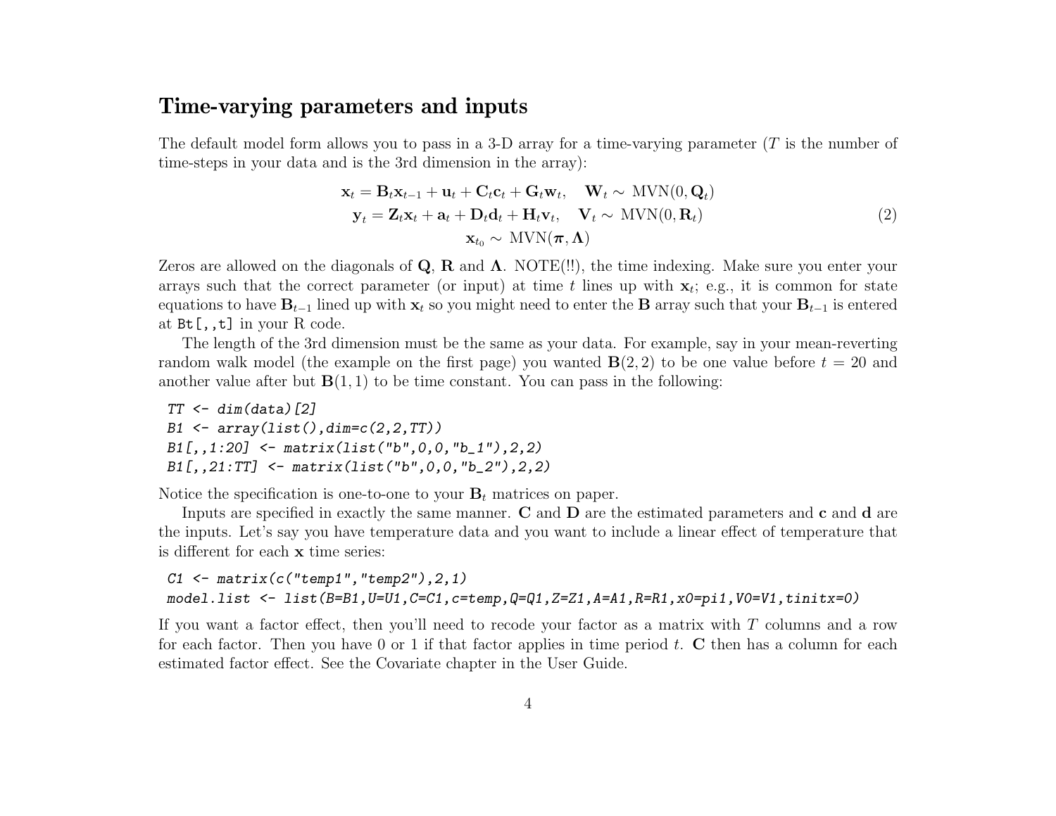## Time-varying parameters and inputs

The default model form allows you to pass in a 3-D array for a time-varying parameter ($T$ is the number of time-steps in your data and is the 3rd dimension in the array):

$$
\begin{gathered}
\mathbf{x}_t = \mathbf{B}_t \mathbf{x}_{t-1} + \mathbf{u}_t + \mathbf{C}_t \mathbf{c}_t + \mathbf{G}_t \mathbf{w}_t, \quad \mathbf{W}_t \sim \text{MVN}(0, \mathbf{Q}_t) \\
\mathbf{y}_t = \mathbf{Z}_t \mathbf{x}_t + \mathbf{a}_t + \mathbf{D}_t \mathbf{d}_t + \mathbf{H}_t \mathbf{v}_t, \quad \mathbf{V}_t \sim \text{MVN}(0, \mathbf{R}_t) \\
\mathbf{x}_{t_0} \sim \text{MVN}(\boldsymbol{\pi}, \boldsymbol{\Lambda})
\end{gathered}
\tag{2}
$$

Zeros are allowed on the diagonals of $\mathbf{Q}$, $\mathbf{R}$ and $\boldsymbol{\Lambda}$. NOTE(!!), the time indexing. Make sure you enter your arrays such that the correct parameter (or input) at time $t$ lines up with $\mathbf{x}_t$; e.g., it is common for state equations to have $\mathbf{B}_{t-1}$ lined up with $\mathbf{x}_t$ so you might need to enter the $\mathbf{B}$ array such that your $\mathbf{B}_{t-1}$ is entered at `Bt[,,t]` in your R code.

The length of the 3rd dimension must be the same as your data. For example, say in your mean-reverting random walk model (the example on the first page) you wanted $\mathbf{B}(2,2)$ to be one value before $t = 20$ and another value after but $\mathbf{B}(1,1)$ to be time constant. You can pass in the following:

```
TT <- dim(data)[2]
B1 <- array(list(),dim=c(2,2,TT))
B1[,,1:20] <- matrix(list("b",0,0,"b_1"),2,2)
B1[,,21:TT] <- matrix(list("b",0,0,"b_2"),2,2)
```

Notice the specification is one-to-one to your $\mathbf{B}_t$ matrices on paper.

Inputs are specified in exactly the same manner. $\mathbf{C}$ and $\mathbf{D}$ are the estimated parameters and $\mathbf{c}$ and $\mathbf{d}$ are the inputs. Let's say you have temperature data and you want to include a linear effect of temperature that is different for each $\mathbf{x}$ time series:

```
C1 <- matrix(c("temp1","temp2"),2,1)
model.list <- list(B=B1,U=U1,C=C1,c=temp,Q=Q1,Z=Z1,A=A1,R=R1,x0=pi1,V0=V1,tinitx=0)
```

If you want a factor effect, then you'll need to recode your factor as a matrix with $T$ columns and a row for each factor. Then you have 0 or 1 if that factor applies in time period $t$. $\mathbf{C}$ then has a column for each estimated factor effect. See the Covariate chapter in the User Guide.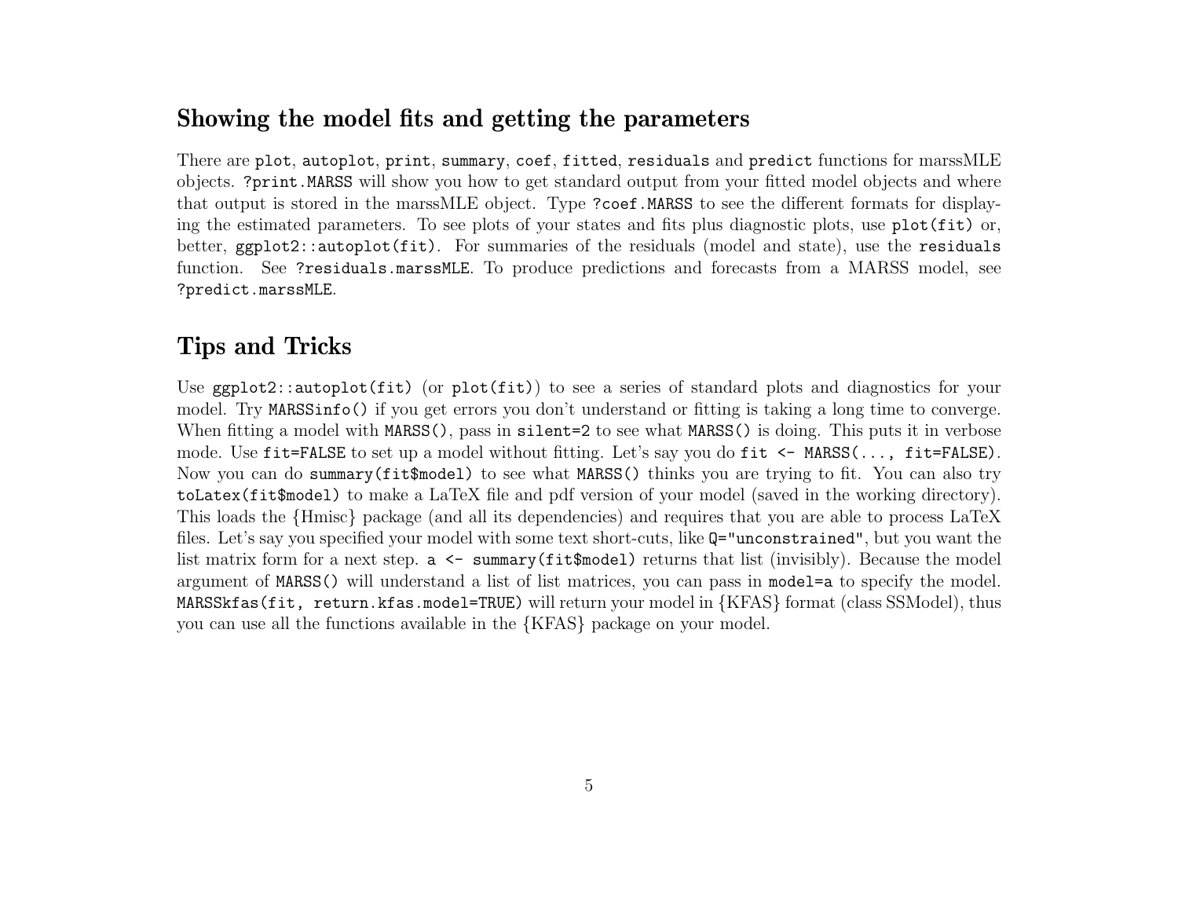## Showing the model fits and getting the parameters

There are `plot`, `autoplot`, `print`, `summary`, `coef`, `fitted`, `residuals` and `predict` functions for marssMLE objects. `?print.MARSS` will show you how to get standard output from your fitted model objects and where that output is stored in the marssMLE object. Type `?coef.MARSS` to see the different formats for displaying the estimated parameters. To see plots of your states and fits plus diagnostic plots, use `plot(fit)` or, better, `ggplot2::autoplot(fit)`. For summaries of the residuals (model and state), use the `residuals` function. See `?residuals.marssMLE`. To produce predictions and forecasts from a MARSS model, see `?predict.marssMLE`.

## Tips and Tricks

Use `ggplot2::autoplot(fit)` (or `plot(fit)`) to see a series of standard plots and diagnostics for your model. Try `MARSSinfo()` if you get errors you don't understand or fitting is taking a long time to converge. When fitting a model with `MARSS()`, pass in `silent=2` to see what `MARSS()` is doing. This puts it in verbose mode. Use `fit=FALSE` to set up a model without fitting. Let's say you do `fit <- MARSS(..., fit=FALSE)`. Now you can do `summary(fit$model)` to see what `MARSS()` thinks you are trying to fit. You can also try `toLatex(fit$model)` to make a LaTeX file and pdf version of your model (saved in the working directory). This loads the {Hmisc} package (and all its dependencies) and requires that you are able to process LaTeX files. Let's say you specified your model with some text short-cuts, like `Q="unconstrained"`, but you want the list matrix form for a next step. `a <- summary(fit$model)` returns that list (invisibly). Because the model argument of `MARSS()` will understand a list of list matrices, you can pass in `model=a` to specify the model. `MARSSkfas(fit, return.kfas.model=TRUE)` will return your model in {KFAS} format (class SSModel), thus you can use all the functions available in the {KFAS} package on your model.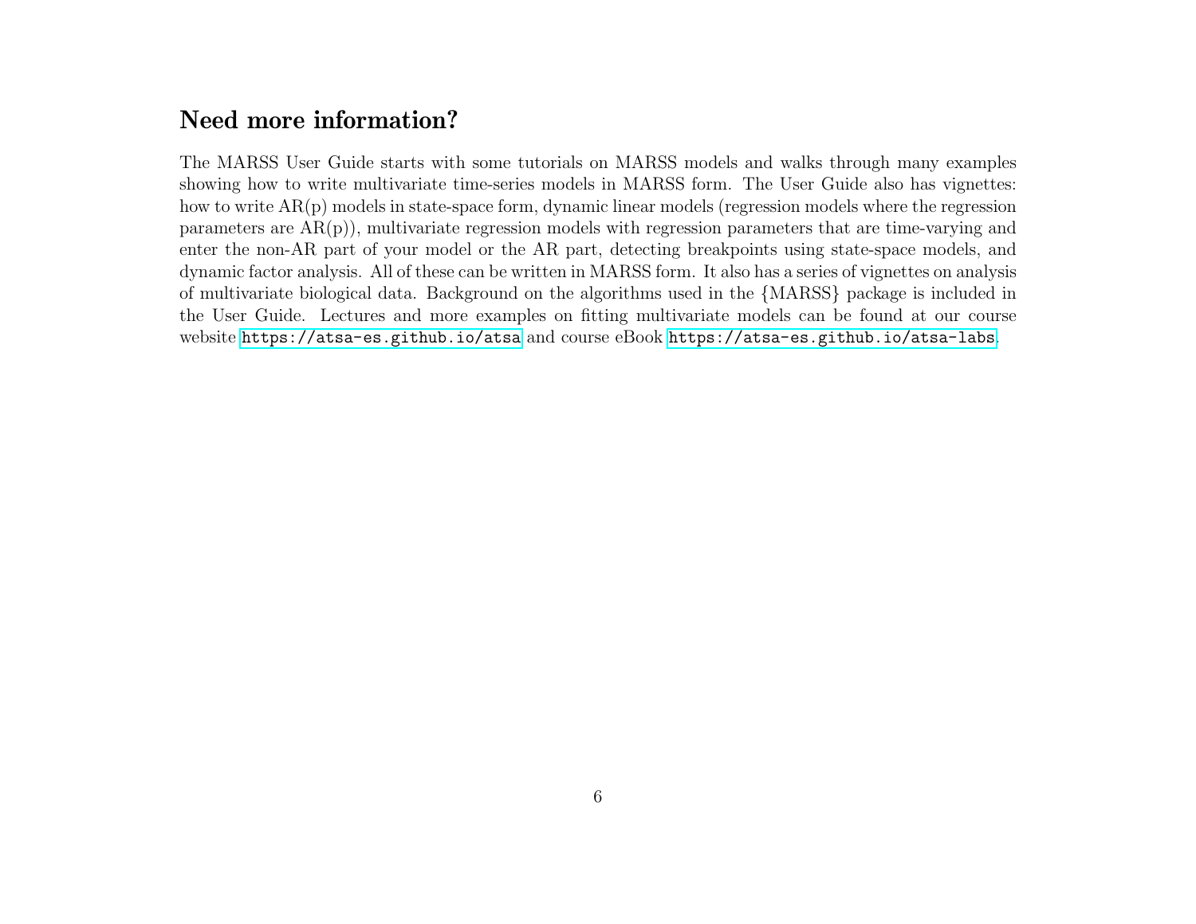## Need more information?

The MARSS User Guide starts with some tutorials on MARSS models and walks through many examples showing how to write multivariate time-series models in MARSS form. The User Guide also has vignettes: how to write AR(p) models in state-space form, dynamic linear models (regression models where the regression parameters are AR(p)), multivariate regression models with regression parameters that are time-varying and enter the non-AR part of your model or the AR part, detecting breakpoints using state-space models, and dynamic factor analysis. All of these can be written in MARSS form. It also has a series of vignettes on analysis of multivariate biological data. Background on the algorithms used in the {MARSS} package is included in the User Guide. Lectures and more examples on fitting multivariate models can be found at our course website `https://atsa-es.github.io/atsa` and course eBook `https://atsa-es.github.io/atsa-labs`.